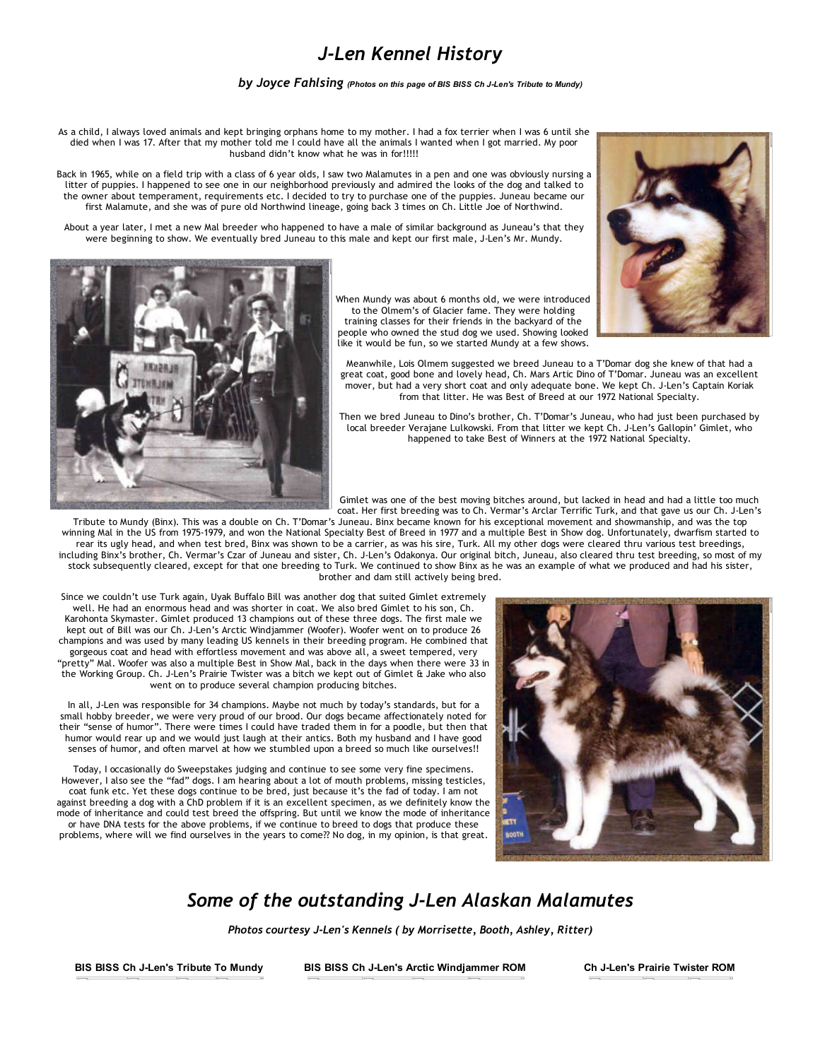# *J-Len Kennel History*

***by Joyce Fahlsing*** ***(Photos on this page of BIS BISS Ch J-Len's Tribute to Mundy)***

As a child, I always loved animals and kept bringing orphans home to my mother. I had a fox terrier when I was 6 until she died when I was 17. After that my mother told me I could have all the animals I wanted when I got married. My poor husband didn't know what he was in for!!!!!

Back in 1965, while on a field trip with a class of 6 year olds, I saw two Malamutes in a pen and one was obviously nursing a litter of puppies. I happened to see one in our neighborhood previously and admired the looks of the dog and talked to the owner about temperament, requirements etc. I decided to try to purchase one of the puppies. Juneau became our first Malamute, and she was of pure old Northwind lineage, going back 3 times on Ch. Little Joe of Northwind.

About a year later, I met a new Mal breeder who happened to have a male of similar background as Juneau's that they were beginning to show. We eventually bred Juneau to this male and kept our first male, J-Len's Mr. Mundy.

When Mundy was about 6 months old, we were introduced to the Olmem's of Glacier fame. They were holding training classes for their friends in the backyard of the people who owned the stud dog we used. Showing looked like it would be fun, so we started Mundy at a few shows.

Meanwhile, Lois Olmem suggested we breed Juneau to a T'Domar dog she knew of that had a great coat, good bone and lovely head, Ch. Mars Artic Dino of T'Domar. Juneau was an excellent mover, but had a very short coat and only adequate bone. We kept Ch. J-Len's Captain Koriak from that litter. He was Best of Breed at our 1972 National Specialty.

Then we bred Juneau to Dino's brother, Ch. T'Domar's Juneau, who had just been purchased by local breeder Verajane Lulkowski. From that litter we kept Ch. J-Len's Gallopin' Gimlet, who happened to take Best of Winners at the 1972 National Specialty.

Gimlet was one of the best moving bitches around, but lacked in head and had a little too much coat. Her first breeding was to Ch. Vermar's Arclar Terrific Turk, and that gave us our Ch. J-Len's Tribute to Mundy (Binx). This was a double on Ch. T'Domar's Juneau. Binx became known for his exceptional movement and showmanship, and was the top winning Mal in the US from 1975-1979, and won the National Specialty Best of Breed in 1977 and a multiple Best in Show dog. Unfortunately, dwarfism started to rear its ugly head, and when test bred, Binx was shown to be a carrier, as was his sire, Turk. All my other dogs were cleared thru various test breedings, including Binx's brother, Ch. Vermar's Czar of Juneau and sister, Ch. J-Len's Odakonya. Our original bitch, Juneau, also cleared thru test breeding, so most of my stock subsequently cleared, except for that one breeding to Turk. We continued to show Binx as he was an example of what we produced and had his sister, brother and dam still actively being bred.

Since we couldn't use Turk again, Uyak Buffalo Bill was another dog that suited Gimlet extremely well. He had an enormous head and was shorter in coat. We also bred Gimlet to his son, Ch. Karohonta Skymaster. Gimlet produced 13 champions out of these three dogs. The first male we kept out of Bill was our Ch. J-Len's Arctic Windjammer (Woofer). Woofer went on to produce 26 champions and was used by many leading US kennels in their breeding program. He combined that gorgeous coat and head with effortless movement and was above all, a sweet tempered, very "pretty" Mal. Woofer was also a multiple Best in Show Mal, back in the days when there were 33 in the Working Group. Ch. J-Len's Prairie Twister was a bitch we kept out of Gimlet & Jake who also went on to produce several champion producing bitches.

In all, J-Len was responsible for 34 champions. Maybe not much by today's standards, but for a small hobby breeder, we were very proud of our brood. Our dogs became affectionately noted for their "sense of humor". There were times I could have traded them in for a poodle, but then that humor would rear up and we would just laugh at their antics. Both my husband and I have good senses of humor, and often marvel at how we stumbled upon a breed so much like ourselves!!

Today, I occasionally do Sweepstakes judging and continue to see some very fine specimens. However, I also see the "fad" dogs. I am hearing about a lot of mouth problems, missing testicles, coat funk etc. Yet these dogs continue to be bred, just because it's the fad of today. I am not against breeding a dog with a ChD problem if it is an excellent specimen, as we definitely know the mode of inheritance and could test breed the offspring. But until we know the mode of inheritance or have DNA tests for the above problems, if we continue to breed to dogs that produce these problems, where will we find ourselves in the years to come?? No dog, in my opinion, is that great.

## *Some of the outstanding J-Len Alaskan Malamutes*

***Photos courtesy J-Len's Kennels ( by Morrisette, Booth, Ashley, Ritter)***

**BIS BISS Ch J-Len's Tribute To Mundy** | **BIS BISS Ch J-Len's Arctic Windjammer ROM** | **Ch J-Len's Prairie Twister ROM**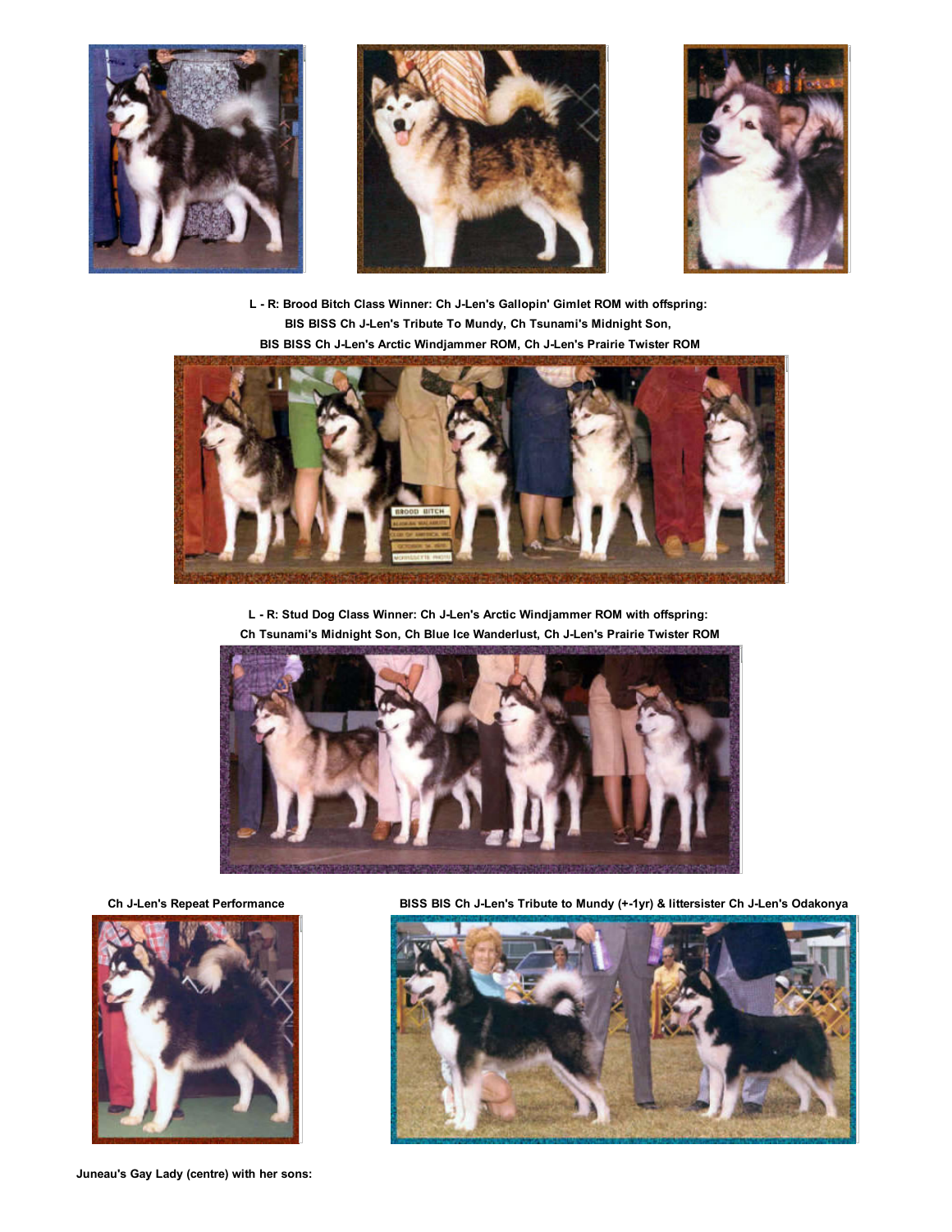**L - R: Brood Bitch Class Winner: Ch J-Len's Gallopin' Gimlet ROM with offspring: BIS BISS Ch J-Len's Tribute To Mundy, Ch Tsunami's Midnight Son, BIS BISS Ch J-Len's Arctic Windjammer ROM, Ch J-Len's Prairie Twister ROM**

**L - R: Stud Dog Class Winner: Ch J-Len's Arctic Windjammer ROM with offspring: Ch Tsunami's Midnight Son, Ch Blue Ice Wanderlust, Ch J-Len's Prairie Twister ROM**

**Ch J-Len's Repeat Performance**

**BISS BIS Ch J-Len's Tribute to Mundy (+-1yr) & littersister Ch J-Len's Odakonya**

**Juneau's Gay Lady (centre) with her sons:**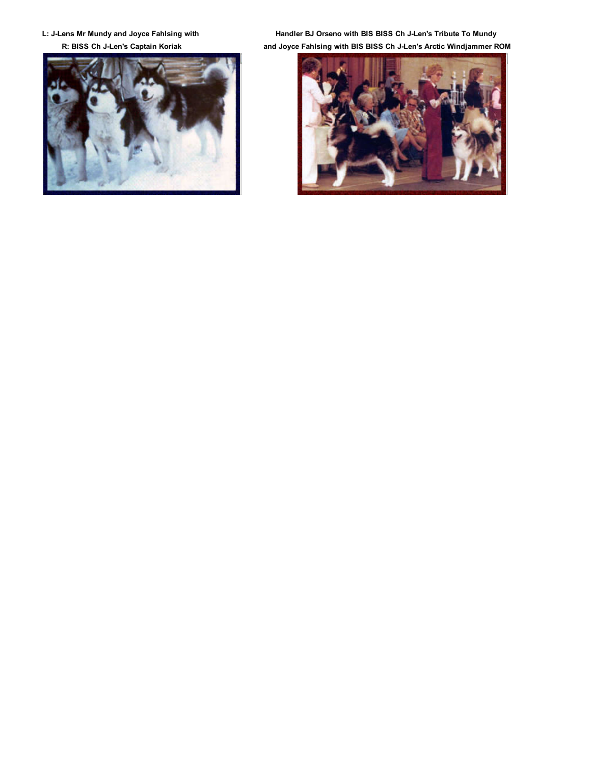L: J-Lens Mr Mundy and Joyce Fahlsing with
R: BISS Ch J-Len's Captain Koriak

Handler BJ Orseno with BIS BISS Ch J-Len's Tribute To Mundy
and Joyce Fahlsing with BIS BISS Ch J-Len's Arctic Windjammer ROM